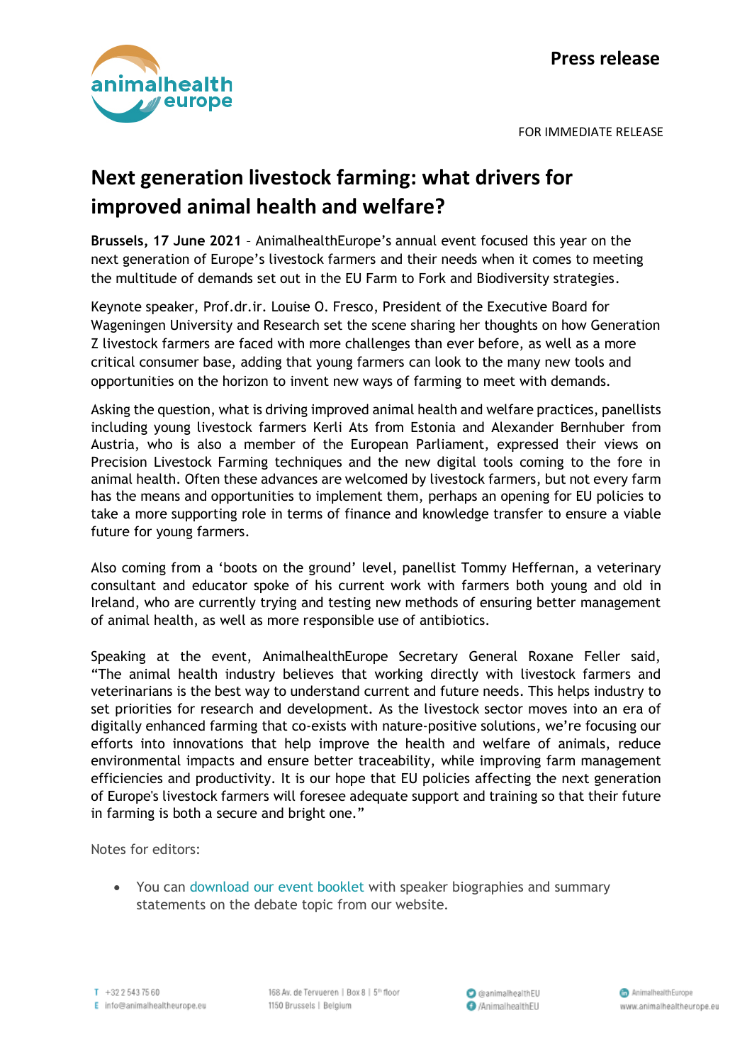Press release

FOR IMMEDIATE RELEASE

# Next generation livestock farming: what drivers for improved animal health and welfare?

**Brussels, 17 June 2021** – AnimalhealthEurope's annual event focused this year on the next generation of Europe's livestock farmers and their needs when it comes to meeting the multitude of demands set out in the EU Farm to Fork and Biodiversity strategies.

Keynote speaker, Prof.dr.ir. Louise O. Fresco, President of the Executive Board for Wageningen University and Research set the scene sharing her thoughts on how Generation Z livestock farmers are faced with more challenges than ever before, as well as a more critical consumer base, adding that young farmers can look to the many new tools and opportunities on the horizon to invent new ways of farming to meet with demands.

Asking the question, what is driving improved animal health and welfare practices, panellists including young livestock farmers Kerli Ats from Estonia and Alexander Bernhuber from Austria, who is also a member of the European Parliament, expressed their views on Precision Livestock Farming techniques and the new digital tools coming to the fore in animal health. Often these advances are welcomed by livestock farmers, but not every farm has the means and opportunities to implement them, perhaps an opening for EU policies to take a more supporting role in terms of finance and knowledge transfer to ensure a viable future for young farmers.

Also coming from a 'boots on the ground' level, panellist Tommy Heffernan, a veterinary consultant and educator spoke of his current work with farmers both young and old in Ireland, who are currently trying and testing new methods of ensuring better management of animal health, as well as more responsible use of antibiotics.

Speaking at the event, AnimalhealthEurope Secretary General Roxane Feller said, "The animal health industry believes that working directly with livestock farmers and veterinarians is the best way to understand current and future needs. This helps industry to set priorities for research and development. As the livestock sector moves into an era of digitally enhanced farming that co-exists with nature-positive solutions, we're focusing our efforts into innovations that help improve the health and welfare of animals, reduce environmental impacts and ensure better traceability, while improving farm management efficiencies and productivity. It is our hope that EU policies affecting the next generation of Europe's livestock farmers will foresee adequate support and training so that their future in farming is both a secure and bright one."

Notes for editors:

- You can download our event booklet with speaker biographies and summary statements on the debate topic from our website.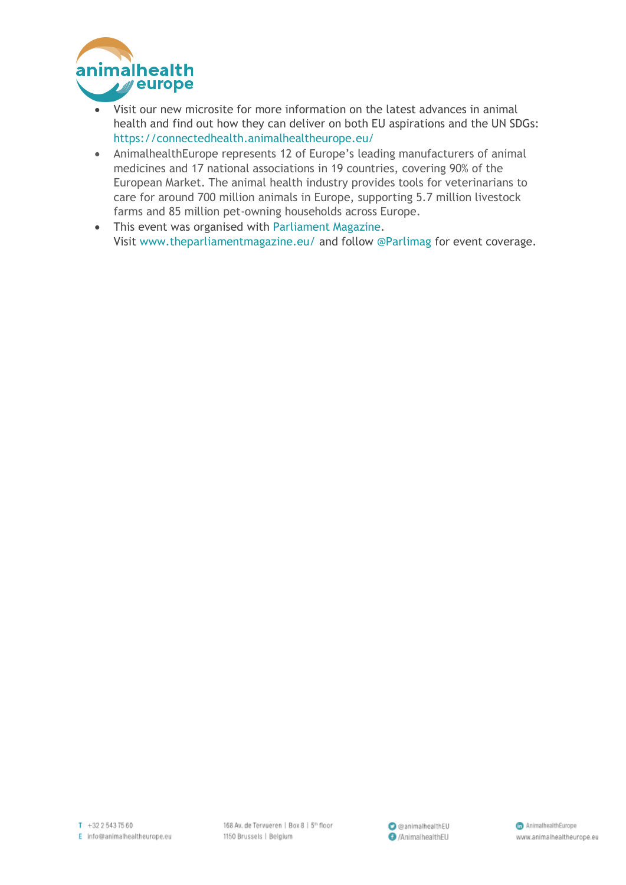- Visit our new microsite for more information on the latest advances in animal health and find out how they can deliver on both EU aspirations and the UN SDGs: https://connectedhealth.animalhealtheurope.eu/
- AnimalhealthEurope represents 12 of Europe's leading manufacturers of animal medicines and 17 national associations in 19 countries, covering 90% of the European Market. The animal health industry provides tools for veterinarians to care for around 700 million animals in Europe, supporting 5.7 million livestock farms and 85 million pet-owning households across Europe.
- This event was organised with Parliament Magazine.
  Visit www.theparliamentmagazine.eu/ and follow @Parlimag for event coverage.